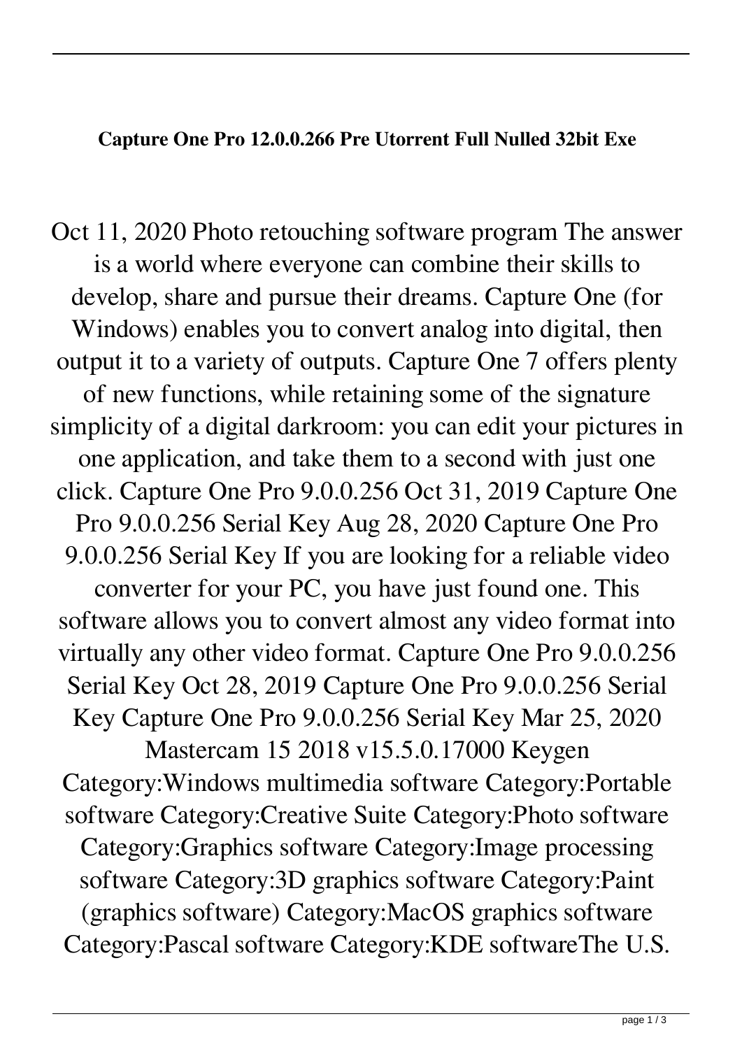**Capture One Pro 12.0.0.266 Pre Utorrent Full Nulled 32bit Exe**

Oct 11, 2020 Photo retouching software program The answer is a world where everyone can combine their skills to develop, share and pursue their dreams. Capture One (for Windows) enables you to convert analog into digital, then output it to a variety of outputs. Capture One 7 offers plenty of new functions, while retaining some of the signature simplicity of a digital darkroom: you can edit your pictures in one application, and take them to a second with just one click. Capture One Pro 9.0.0.256 Oct 31, 2019 Capture One Pro 9.0.0.256 Serial Key Aug 28, 2020 Capture One Pro 9.0.0.256 Serial Key If you are looking for a reliable video converter for your PC, you have just found one. This software allows you to convert almost any video format into virtually any other video format. Capture One Pro 9.0.0.256 Serial Key Oct 28, 2019 Capture One Pro 9.0.0.256 Serial Key Capture One Pro 9.0.0.256 Serial Key Mar 25, 2020 Mastercam 15 2018 v15.5.0.17000 Keygen Category:Windows multimedia software Category:Portable software Category:Creative Suite Category:Photo software Category:Graphics software Category:Image processing software Category:3D graphics software Category:Paint (graphics software) Category:MacOS graphics software Category:Pascal software Category:KDE softwareThe U.S.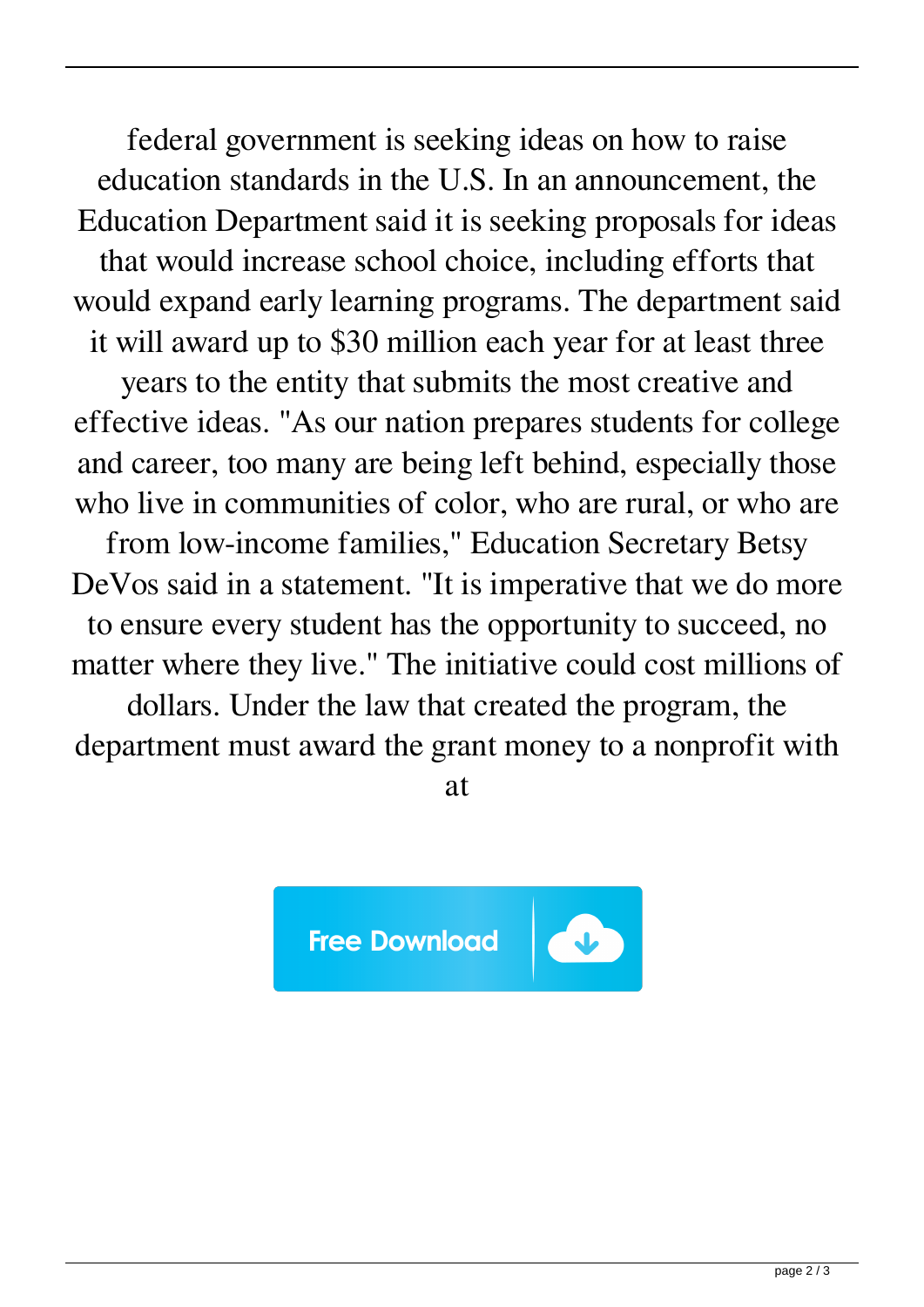federal government is seeking ideas on how to raise education standards in the U.S. In an announcement, the Education Department said it is seeking proposals for ideas that would increase school choice, including efforts that would expand early learning programs. The department said it will award up to $30 million each year for at least three years to the entity that submits the most creative and effective ideas. "As our nation prepares students for college and career, too many are being left behind, especially those who live in communities of color, who are rural, or who are from low-income families," Education Secretary Betsy DeVos said in a statement. "It is imperative that we do more to ensure every student has the opportunity to succeed, no matter where they live." The initiative could cost millions of dollars. Under the law that created the program, the department must award the grant money to a nonprofit with at

Free Download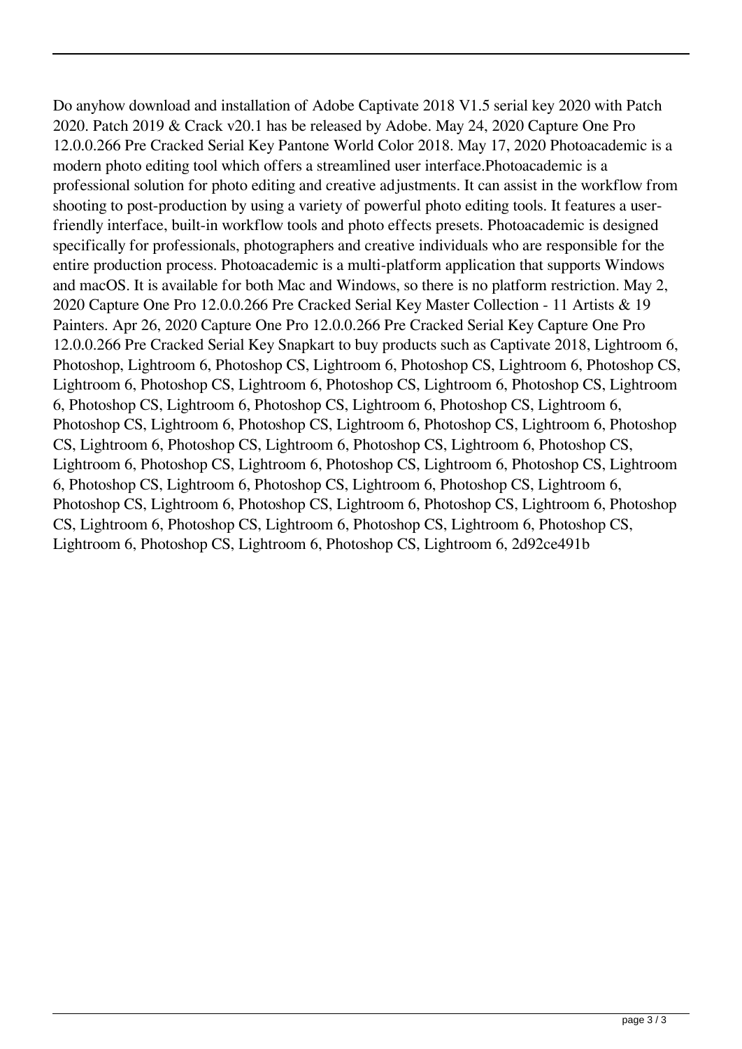Do anyhow download and installation of Adobe Captivate 2018 V1.5 serial key 2020 with Patch 2020. Patch 2019 & Crack v20.1 has be released by Adobe. May 24, 2020 Capture One Pro 12.0.0.266 Pre Cracked Serial Key Pantone World Color 2018. May 17, 2020 Photoacademic is a modern photo editing tool which offers a streamlined user interface.Photoacademic is a professional solution for photo editing and creative adjustments. It can assist in the workflow from shooting to post-production by using a variety of powerful photo editing tools. It features a user-friendly interface, built-in workflow tools and photo effects presets. Photoacademic is designed specifically for professionals, photographers and creative individuals who are responsible for the entire production process. Photoacademic is a multi-platform application that supports Windows and macOS. It is available for both Mac and Windows, so there is no platform restriction. May 2, 2020 Capture One Pro 12.0.0.266 Pre Cracked Serial Key Master Collection - 11 Artists & 19 Painters. Apr 26, 2020 Capture One Pro 12.0.0.266 Pre Cracked Serial Key Capture One Pro 12.0.0.266 Pre Cracked Serial Key Snapkart to buy products such as Captivate 2018, Lightroom 6, Photoshop, Lightroom 6, Photoshop CS, Lightroom 6, Photoshop CS, Lightroom 6, Photoshop CS, Lightroom 6, Photoshop CS, Lightroom 6, Photoshop CS, Lightroom 6, Photoshop CS, Lightroom 6, Photoshop CS, Lightroom 6, Photoshop CS, Lightroom 6, Photoshop CS, Lightroom 6, Photoshop CS, Lightroom 6, Photoshop CS, Lightroom 6, Photoshop CS, Lightroom 6, Photoshop CS, Lightroom 6, Photoshop CS, Lightroom 6, Photoshop CS, Lightroom 6, Photoshop CS, Lightroom 6, Photoshop CS, Lightroom 6, Photoshop CS, Lightroom 6, Photoshop CS, Lightroom 6, Photoshop CS, Lightroom 6, Photoshop CS, Lightroom 6, Photoshop CS, Lightroom 6, Photoshop CS, Lightroom 6, Photoshop CS, Lightroom 6, Photoshop CS, Lightroom 6, Photoshop CS, Lightroom 6, Photoshop CS, Lightroom 6, Photoshop CS, Lightroom 6, Photoshop CS, Lightroom 6, Photoshop CS, Lightroom 6, Photoshop CS, Lightroom 6, 2d92ce491b